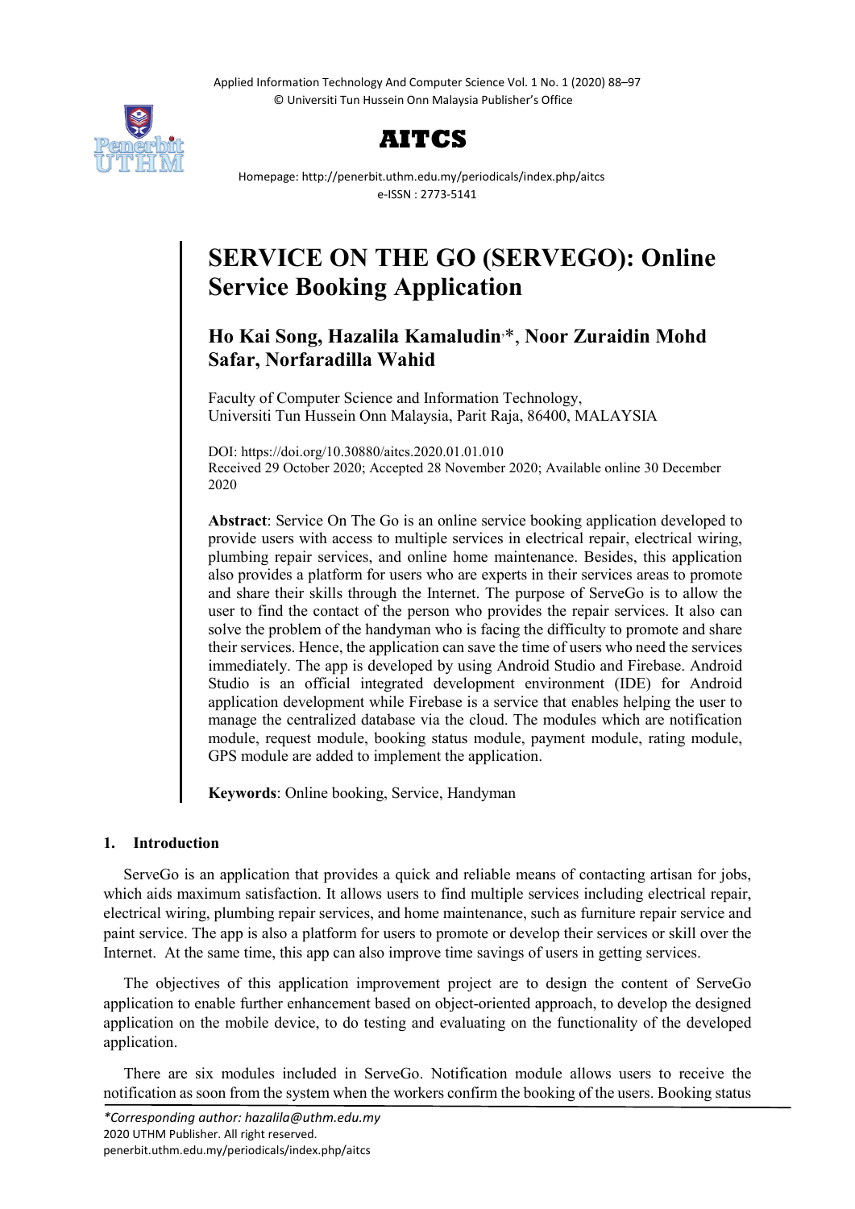# SERVICE ON THE GO (SERVEGO): Online Service Booking Application

**Ho Kai Song, Hazalila Kamaludin*, Noor Zuraidin Mohd Safar, Norfaradilla Wahid**

Faculty of Computer Science and Information Technology,
Universiti Tun Hussein Onn Malaysia, Parit Raja, 86400, MALAYSIA

DOI: https://doi.org/10.30880/aitcs.2020.01.01.010
Received 29 October 2020; Accepted 28 November 2020; Available online 30 December 2020

**Abstract**: Service On The Go is an online service booking application developed to provide users with access to multiple services in electrical repair, electrical wiring, plumbing repair services, and online home maintenance. Besides, this application also provides a platform for users who are experts in their services areas to promote and share their skills through the Internet. The purpose of ServeGo is to allow the user to find the contact of the person who provides the repair services. It also can solve the problem of the handyman who is facing the difficulty to promote and share their services. Hence, the application can save the time of users who need the services immediately. The app is developed by using Android Studio and Firebase. Android Studio is an official integrated development environment (IDE) for Android application development while Firebase is a service that enables helping the user to manage the centralized database via the cloud. The modules which are notification module, request module, booking status module, payment module, rating module, GPS module are added to implement the application.

**Keywords**: Online booking, Service, Handyman

## 1. Introduction

ServeGo is an application that provides a quick and reliable means of contacting artisan for jobs, which aids maximum satisfaction. It allows users to find multiple services including electrical repair, electrical wiring, plumbing repair services, and home maintenance, such as furniture repair service and paint service. The app is also a platform for users to promote or develop their services or skill over the Internet. At the same time, this app can also improve time savings of users in getting services.

The objectives of this application improvement project are to design the content of ServeGo application to enable further enhancement based on object-oriented approach, to develop the designed application on the mobile device, to do testing and evaluating on the functionality of the developed application.

There are six modules included in ServeGo. Notification module allows users to receive the notification as soon from the system when the workers confirm the booking of the users. Booking status

*\*Corresponding author: hazalila@uthm.edu.my*
2020 UTHM Publisher. All right reserved.
penerbit.uthm.edu.my/periodicals/index.php/aitcs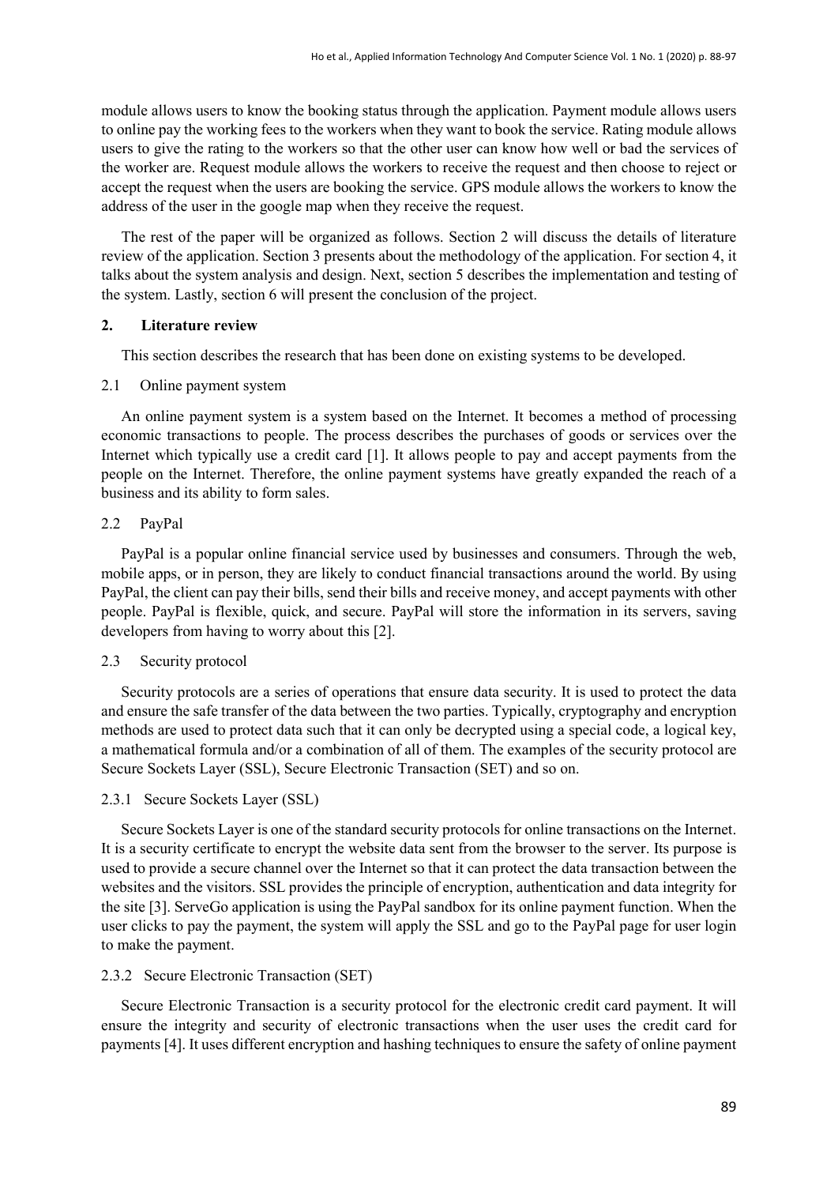module allows users to know the booking status through the application. Payment module allows users to online pay the working fees to the workers when they want to book the service. Rating module allows users to give the rating to the workers so that the other user can know how well or bad the services of the worker are. Request module allows the workers to receive the request and then choose to reject or accept the request when the users are booking the service. GPS module allows the workers to know the address of the user in the google map when they receive the request.

The rest of the paper will be organized as follows. Section 2 will discuss the details of literature review of the application. Section 3 presents about the methodology of the application. For section 4, it talks about the system analysis and design. Next, section 5 describes the implementation and testing of the system. Lastly, section 6 will present the conclusion of the project.

## 2. Literature review

This section describes the research that has been done on existing systems to be developed.

### 2.1 Online payment system

An online payment system is a system based on the Internet. It becomes a method of processing economic transactions to people. The process describes the purchases of goods or services over the Internet which typically use a credit card [1]. It allows people to pay and accept payments from the people on the Internet. Therefore, the online payment systems have greatly expanded the reach of a business and its ability to form sales.

### 2.2 PayPal

PayPal is a popular online financial service used by businesses and consumers. Through the web, mobile apps, or in person, they are likely to conduct financial transactions around the world. By using PayPal, the client can pay their bills, send their bills and receive money, and accept payments with other people. PayPal is flexible, quick, and secure. PayPal will store the information in its servers, saving developers from having to worry about this [2].

### 2.3 Security protocol

Security protocols are a series of operations that ensure data security. It is used to protect the data and ensure the safe transfer of the data between the two parties. Typically, cryptography and encryption methods are used to protect data such that it can only be decrypted using a special code, a logical key, a mathematical formula and/or a combination of all of them. The examples of the security protocol are Secure Sockets Layer (SSL), Secure Electronic Transaction (SET) and so on.

#### 2.3.1 Secure Sockets Layer (SSL)

Secure Sockets Layer is one of the standard security protocols for online transactions on the Internet. It is a security certificate to encrypt the website data sent from the browser to the server. Its purpose is used to provide a secure channel over the Internet so that it can protect the data transaction between the websites and the visitors. SSL provides the principle of encryption, authentication and data integrity for the site [3]. ServeGo application is using the PayPal sandbox for its online payment function. When the user clicks to pay the payment, the system will apply the SSL and go to the PayPal page for user login to make the payment.

#### 2.3.2 Secure Electronic Transaction (SET)

Secure Electronic Transaction is a security protocol for the electronic credit card payment. It will ensure the integrity and security of electronic transactions when the user uses the credit card for payments [4]. It uses different encryption and hashing techniques to ensure the safety of online payment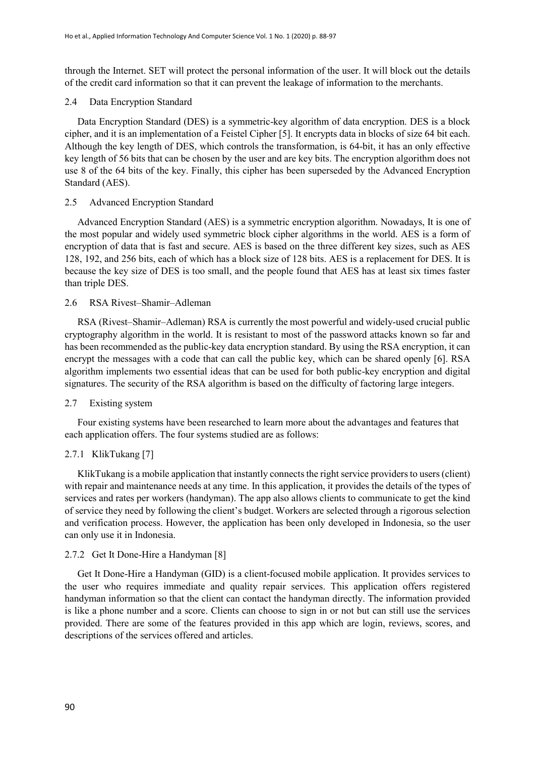through the Internet. SET will protect the personal information of the user. It will block out the details of the credit card information so that it can prevent the leakage of information to the merchants.

### 2.4 Data Encryption Standard

Data Encryption Standard (DES) is a symmetric-key algorithm of data encryption. DES is a block cipher, and it is an implementation of a Feistel Cipher [5]. It encrypts data in blocks of size 64 bit each. Although the key length of DES, which controls the transformation, is 64-bit, it has an only effective key length of 56 bits that can be chosen by the user and are key bits. The encryption algorithm does not use 8 of the 64 bits of the key. Finally, this cipher has been superseded by the Advanced Encryption Standard (AES).

### 2.5 Advanced Encryption Standard

Advanced Encryption Standard (AES) is a symmetric encryption algorithm. Nowadays, It is one of the most popular and widely used symmetric block cipher algorithms in the world. AES is a form of encryption of data that is fast and secure. AES is based on the three different key sizes, such as AES 128, 192, and 256 bits, each of which has a block size of 128 bits. AES is a replacement for DES. It is because the key size of DES is too small, and the people found that AES has at least six times faster than triple DES.

### 2.6 RSA Rivest–Shamir–Adleman

RSA (Rivest–Shamir–Adleman) RSA is currently the most powerful and widely-used crucial public cryptography algorithm in the world. It is resistant to most of the password attacks known so far and has been recommended as the public-key data encryption standard. By using the RSA encryption, it can encrypt the messages with a code that can call the public key, which can be shared openly [6]. RSA algorithm implements two essential ideas that can be used for both public-key encryption and digital signatures. The security of the RSA algorithm is based on the difficulty of factoring large integers.

### 2.7 Existing system

Four existing systems have been researched to learn more about the advantages and features that each application offers. The four systems studied are as follows:

#### 2.7.1 KlikTukang [7]

KlikTukang is a mobile application that instantly connects the right service providers to users (client) with repair and maintenance needs at any time. In this application, it provides the details of the types of services and rates per workers (handyman). The app also allows clients to communicate to get the kind of service they need by following the client's budget. Workers are selected through a rigorous selection and verification process. However, the application has been only developed in Indonesia, so the user can only use it in Indonesia.

#### 2.7.2 Get It Done-Hire a Handyman [8]

Get It Done-Hire a Handyman (GID) is a client-focused mobile application. It provides services to the user who requires immediate and quality repair services. This application offers registered handyman information so that the client can contact the handyman directly. The information provided is like a phone number and a score. Clients can choose to sign in or not but can still use the services provided. There are some of the features provided in this app which are login, reviews, scores, and descriptions of the services offered and articles.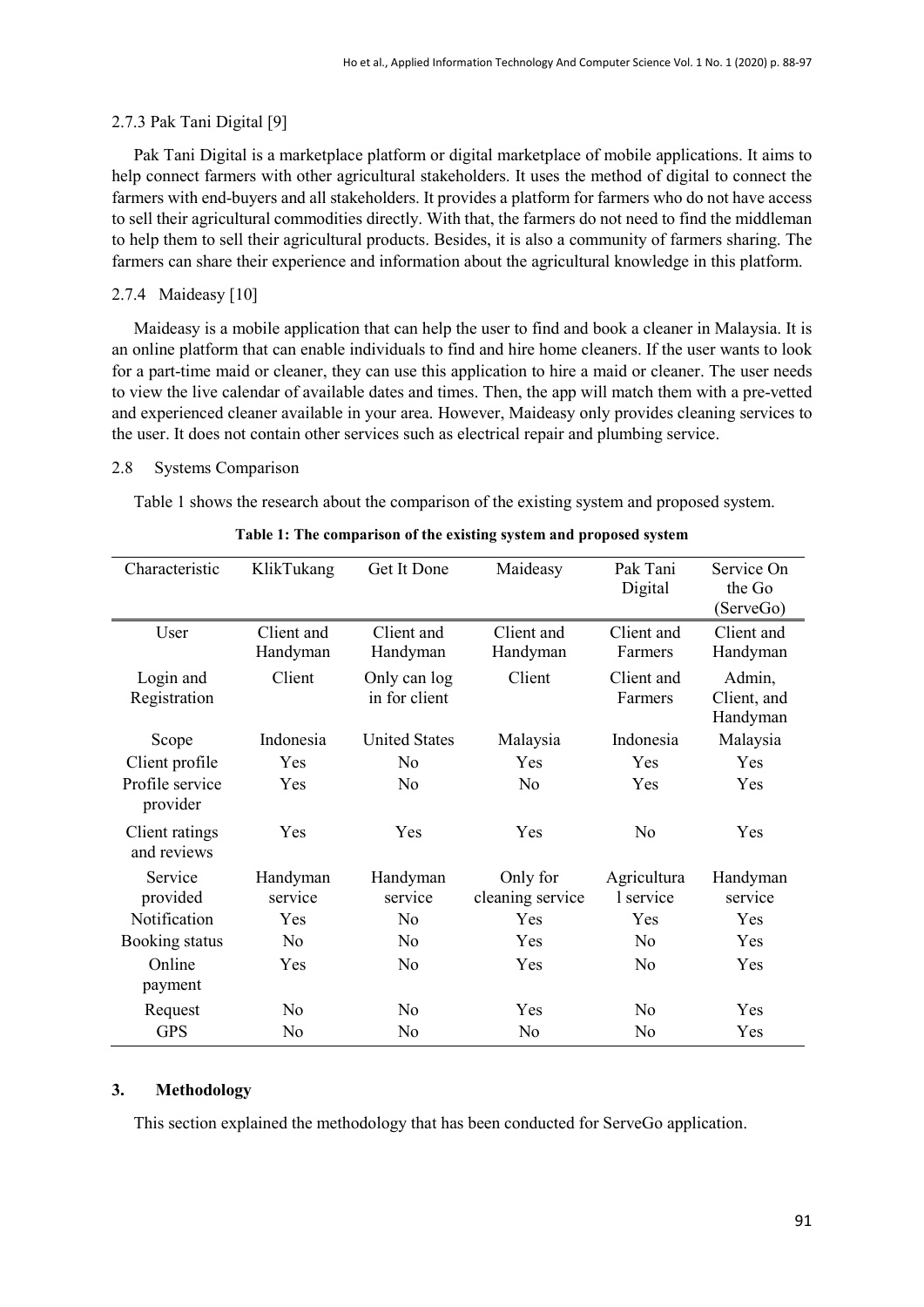#### 2.7.3 Pak Tani Digital [9]

Pak Tani Digital is a marketplace platform or digital marketplace of mobile applications. It aims to help connect farmers with other agricultural stakeholders. It uses the method of digital to connect the farmers with end-buyers and all stakeholders. It provides a platform for farmers who do not have access to sell their agricultural commodities directly. With that, the farmers do not need to find the middleman to help them to sell their agricultural products. Besides, it is also a community of farmers sharing. The farmers can share their experience and information about the agricultural knowledge in this platform.

#### 2.7.4 Maideasy [10]

Maideasy is a mobile application that can help the user to find and book a cleaner in Malaysia. It is an online platform that can enable individuals to find and hire home cleaners. If the user wants to look for a part-time maid or cleaner, they can use this application to hire a maid or cleaner. The user needs to view the live calendar of available dates and times. Then, the app will match them with a pre-vetted and experienced cleaner available in your area. However, Maideasy only provides cleaning services to the user. It does not contain other services such as electrical repair and plumbing service.

### 2.8 Systems Comparison

Table 1 shows the research about the comparison of the existing system and proposed system.

**Table 1: The comparison of the existing system and proposed system**

| Characteristic | KlikTukang | Get It Done | Maideasy | Pak Tani Digital | Service On the Go (ServeGo) |
|---|---|---|---|---|---|
| User | Client and Handyman | Client and Handyman | Client and Handyman | Client and Farmers | Client and Handyman |
| Login and Registration | Client | Only can log in for client | Client | Client and Farmers | Admin, Client, and Handyman |
| Scope | Indonesia | United States | Malaysia | Indonesia | Malaysia |
| Client profile | Yes | No | Yes | Yes | Yes |
| Profile service provider | Yes | No | No | Yes | Yes |
| Client ratings and reviews | Yes | Yes | Yes | No | Yes |
| Service provided | Handyman service | Handyman service | Only for cleaning service | Agricultural service | Handyman service |
| Notification | Yes | No | Yes | Yes | Yes |
| Booking status | No | No | Yes | No | Yes |
| Online payment | Yes | No | Yes | No | Yes |
| Request | No | No | Yes | No | Yes |
| GPS | No | No | No | No | Yes |

## 3. Methodology

This section explained the methodology that has been conducted for ServeGo application.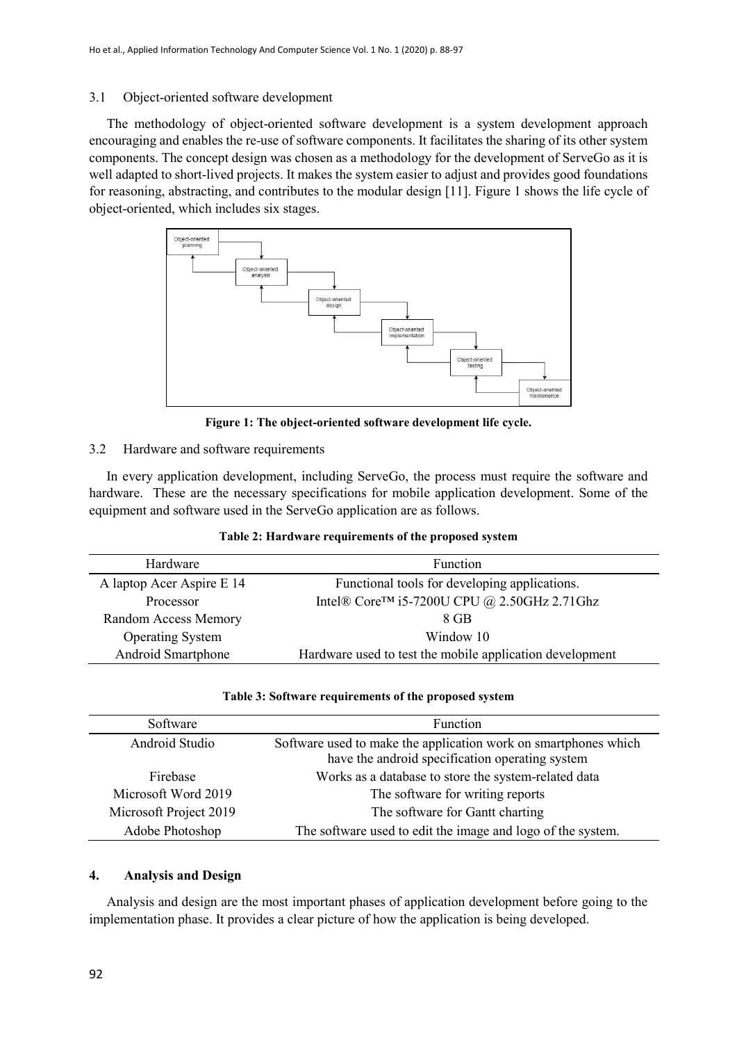### 3.1 Object-oriented software development

The methodology of object-oriented software development is a system development approach encouraging and enables the re-use of software components. It facilitates the sharing of its other system components. The concept design was chosen as a methodology for the development of ServeGo as it is well adapted to short-lived projects. It makes the system easier to adjust and provides good foundations for reasoning, abstracting, and contributes to the modular design [11]. Figure 1 shows the life cycle of object-oriented, which includes six stages.

**Figure 1: The object-oriented software development life cycle.**

### 3.2 Hardware and software requirements

In every application development, including ServeGo, the process must require the software and hardware. These are the necessary specifications for mobile application development. Some of the equipment and software used in the ServeGo application are as follows.

**Table 2: Hardware requirements of the proposed system**

| Hardware | Function |
|---|---|
| A laptop Acer Aspire E 14 | Functional tools for developing applications. |
| Processor | Intel® Core™ i5-7200U CPU @ 2.50GHz 2.71Ghz |
| Random Access Memory | 8 GB |
| Operating System | Window 10 |
| Android Smartphone | Hardware used to test the mobile application development |

**Table 3: Software requirements of the proposed system**

| Software | Function |
|---|---|
| Android Studio | Software used to make the application work on smartphones which have the android specification operating system |
| Firebase | Works as a database to store the system-related data |
| Microsoft Word 2019 | The software for writing reports |
| Microsoft Project 2019 | The software for Gantt charting |
| Adobe Photoshop | The software used to edit the image and logo of the system. |

## 4. Analysis and Design

Analysis and design are the most important phases of application development before going to the implementation phase. It provides a clear picture of how the application is being developed.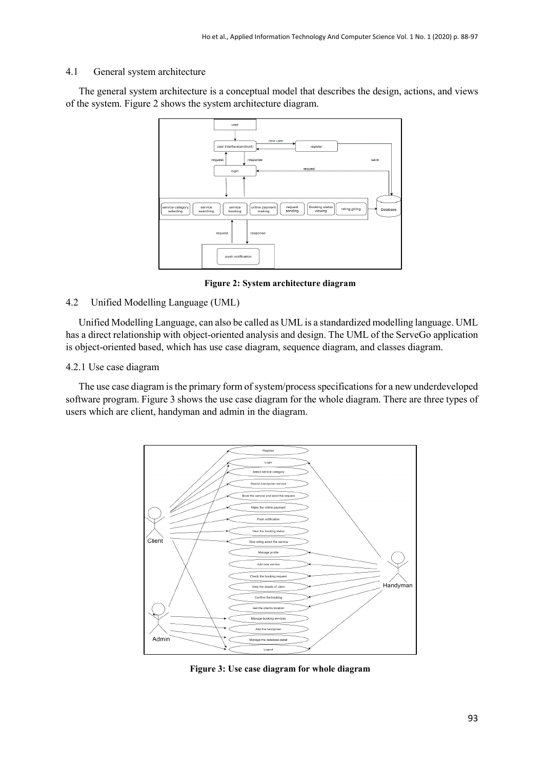## 4.1 General system architecture

The general system architecture is a conceptual model that describes the design, actions, and views of the system. Figure 2 shows the system architecture diagram.

**Figure 2: System architecture diagram**

## 4.2 Unified Modelling Language (UML)

Unified Modelling Language, can also be called as UML is a standardized modelling language. UML has a direct relationship with object-oriented analysis and design. The UML of the ServeGo application is object-oriented based, which has use case diagram, sequence diagram, and classes diagram.

### 4.2.1 Use case diagram

The use case diagram is the primary form of system/process specifications for a new underdeveloped software program. Figure 3 shows the use case diagram for the whole diagram. There are three types of users which are client, handyman and admin in the diagram.

**Figure 3: Use case diagram for whole diagram**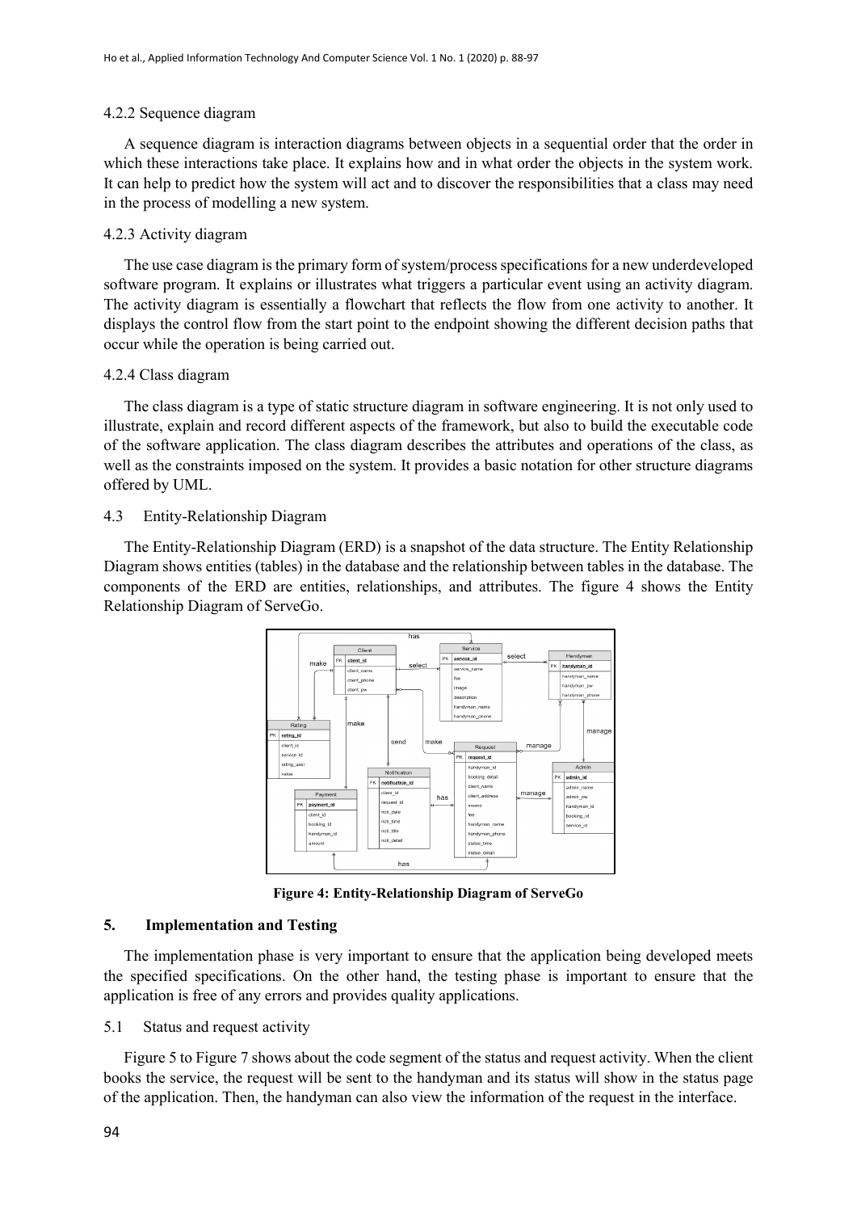#### 4.2.2 Sequence diagram

A sequence diagram is interaction diagrams between objects in a sequential order that the order in which these interactions take place. It explains how and in what order the objects in the system work. It can help to predict how the system will act and to discover the responsibilities that a class may need in the process of modelling a new system.

#### 4.2.3 Activity diagram

The use case diagram is the primary form of system/process specifications for a new underdeveloped software program. It explains or illustrates what triggers a particular event using an activity diagram. The activity diagram is essentially a flowchart that reflects the flow from one activity to another. It displays the control flow from the start point to the endpoint showing the different decision paths that occur while the operation is being carried out.

#### 4.2.4 Class diagram

The class diagram is a type of static structure diagram in software engineering. It is not only used to illustrate, explain and record different aspects of the framework, but also to build the executable code of the software application. The class diagram describes the attributes and operations of the class, as well as the constraints imposed on the system. It provides a basic notation for other structure diagrams offered by UML.

### 4.3 Entity-Relationship Diagram

The Entity-Relationship Diagram (ERD) is a snapshot of the data structure. The Entity Relationship Diagram shows entities (tables) in the database and the relationship between tables in the database. The components of the ERD are entities, relationships, and attributes. The figure 4 shows the Entity Relationship Diagram of ServeGo.

**Figure 4: Entity-Relationship Diagram of ServeGo**

## 5. Implementation and Testing

The implementation phase is very important to ensure that the application being developed meets the specified specifications. On the other hand, the testing phase is important to ensure that the application is free of any errors and provides quality applications.

### 5.1 Status and request activity

Figure 5 to Figure 7 shows about the code segment of the status and request activity. When the client books the service, the request will be sent to the handyman and its status will show in the status page of the application. Then, the handyman can also view the information of the request in the interface.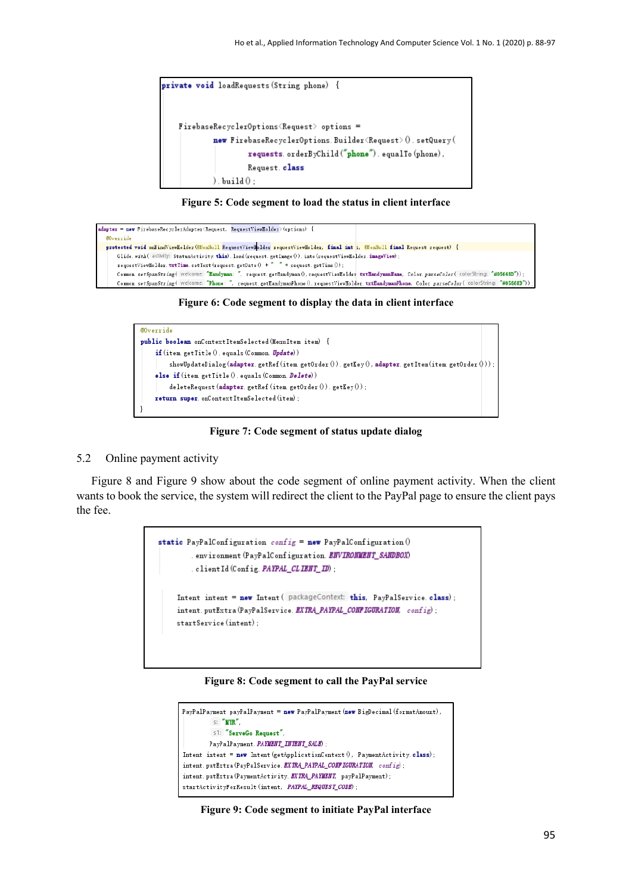```java
private void loadRequests(String phone) {


    FirebaseRecyclerOptions<Request> options =
            new FirebaseRecyclerOptions.Builder<Request>().setQuery(
                    requests.orderByChild("phone").equalTo(phone),
                    Request.class
            ).build();
```

**Figure 5: Code segment to load the status in client interface**

```java
adapter = new FirebaseRecyclerAdapter<Request, RequestViewHolder>(options) {
    @Override
    protected void onBindViewHolder(@NonNull RequestViewHolder requestViewHolder, final int i, @NonNull final Request request) {
        Glide.with( activity: StatusActivity.this).load(request.getImage()).into(requestViewHolder.imageView);
        requestViewHolder.txtTime.setText(request.getDate() + " " + request.getTime());
        Common.setSpanString( welcome: "Handyman: ", request.getHandyman(), requestViewHolder.txtHandymanName, Color.parseColor( colorString: "#05668D"));
        Common.setSpanString( welcome: "Phone: ", request.getHandymanPhone(), requestViewHolder.txtHandymanPhone, Color.parseColor( colorString: "#05668D"));
```

**Figure 6: Code segment to display the data in client interface**

```java
@Override
public boolean onContextItemSelected(MenuItem item) {
    if(item.getTitle().equals(Common.Update))
        showUpdateDialog(adapter.getRef(item.getOrder()).getKey(), adapter.getItem(item.getOrder()));
    else if(item.getTitle().equals(Common.Delete))
        deleteRequest(adapter.getRef(item.getOrder()).getKey());
    return super.onContextItemSelected(item);
}
```

**Figure 7: Code segment of status update dialog**

## 5.2 Online payment activity

Figure 8 and Figure 9 show about the code segment of online payment activity. When the client wants to book the service, the system will redirect the client to the PayPal page to ensure the client pays the fee.

```java
static PayPalConfiguration config = new PayPalConfiguration()
        .environment(PayPalConfiguration.ENVIRONMENT_SANDBOX)
        .clientId(Config.PAYPAL_CLIENT_ID);

    Intent intent = new Intent( packageContext: this, PayPalService.class);
    intent.putExtra(PayPalService.EXTRA_PAYPAL_CONFIGURATION, config);
    startService(intent);
```

**Figure 8: Code segment to call the PayPal service**

```java
PayPalPayment payPalPayment = new PayPalPayment(new BigDecimal(formatAmount),
        s: "MYR",
        s1: "ServeGo Request",
        PayPalPayment.PAYMENT_INTENT_SALE);
Intent intent = new Intent(getApplicationContext(), PaymentActivity.class);
intent.putExtra(PayPalService.EXTRA_PAYPAL_CONFIGURATION, config);
intent.putExtra(PaymentActivity.EXTRA_PAYMENT, payPalPayment);
startActivityForResult(intent, PAYPAL_REQUEST_CODE);
```

**Figure 9: Code segment to initiate PayPal interface**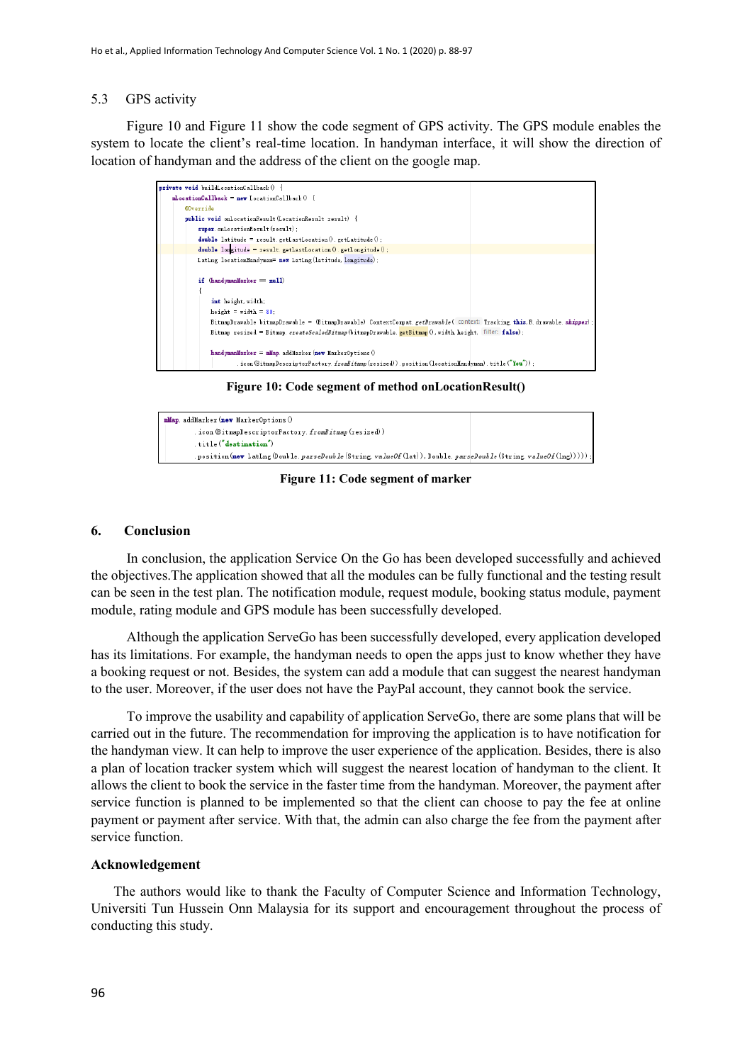### 5.3 GPS activity

Figure 10 and Figure 11 show the code segment of GPS activity. The GPS module enables the system to locate the client's real-time location. In handyman interface, it will show the direction of location of handyman and the address of the client on the google map.

```
private void buildLocationCallback() {
    mLocationCallback = new LocationCallback() {
        @Override
        public void onLocationResult(LocationResult result) {
            super.onLocationResult(result);
            double latitude = result.getLastLocation().getLatitude();
            double longitude = result.getLastLocation().getLongitude();
            LatLng locationHandyman= new LatLng(latitude, longitude);

            if (handymanMarker == null)
            {
                int height,width;
                height = width = 80;
                BitmapDrawable bitmapDrawable = (BitmapDrawable) ContextCompat.getDrawable( context: Tracking.this,R.drawable.shipper);
                Bitmap resized = Bitmap.createScaledBitmap(bitmapDrawable.getBitmap(),width,height, filter: false);

                handymanMarker = mMap.addMarker(new MarkerOptions()
                        .icon(BitmapDescriptorFactory.fromBitmap(resized)).position(locationHandyman).title("You"));
```

**Figure 10: Code segment of method onLocationResult()**

```
mMap.addMarker(new MarkerOptions()
        .icon(BitmapDescriptorFactory.fromBitmap(resized))
        .title("destination")
        .position(new LatLng(Double.parseDouble(String.valueOf(lat)),Double.parseDouble(String.valueOf(lng)))));
```

**Figure 11: Code segment of marker**

## 6. Conclusion

In conclusion, the application Service On the Go has been developed successfully and achieved the objectives.The application showed that all the modules can be fully functional and the testing result can be seen in the test plan. The notification module, request module, booking status module, payment module, rating module and GPS module has been successfully developed.

Although the application ServeGo has been successfully developed, every application developed has its limitations. For example, the handyman needs to open the apps just to know whether they have a booking request or not. Besides, the system can add a module that can suggest the nearest handyman to the user. Moreover, if the user does not have the PayPal account, they cannot book the service.

To improve the usability and capability of application ServeGo, there are some plans that will be carried out in the future. The recommendation for improving the application is to have notification for the handyman view. It can help to improve the user experience of the application. Besides, there is also a plan of location tracker system which will suggest the nearest location of handyman to the client. It allows the client to book the service in the faster time from the handyman. Moreover, the payment after service function is planned to be implemented so that the client can choose to pay the fee at online payment or payment after service. With that, the admin can also charge the fee from the payment after service function.

### Acknowledgement

The authors would like to thank the Faculty of Computer Science and Information Technology, Universiti Tun Hussein Onn Malaysia for its support and encouragement throughout the process of conducting this study.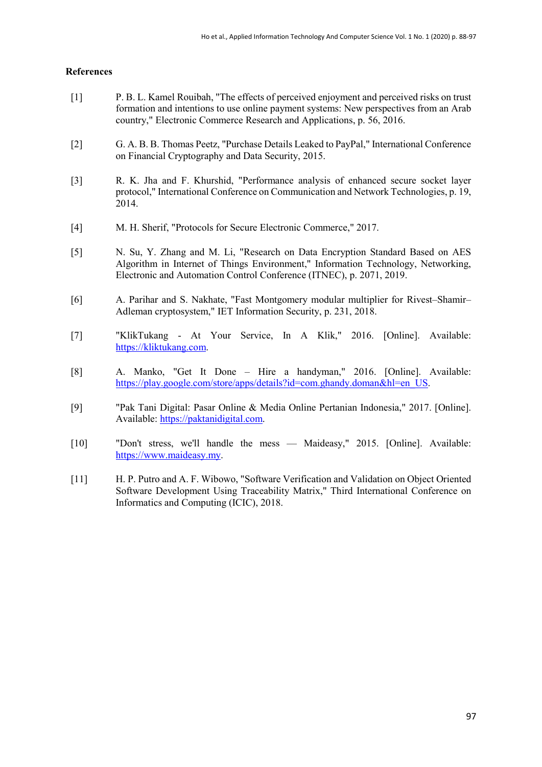## References

[1] P. B. L. Kamel Rouibah, "The effects of perceived enjoyment and perceived risks on trust formation and intentions to use online payment systems: New perspectives from an Arab country," Electronic Commerce Research and Applications, p. 56, 2016.

[2] G. A. B. B. Thomas Peetz, "Purchase Details Leaked to PayPal," International Conference on Financial Cryptography and Data Security, 2015.

[3] R. K. Jha and F. Khurshid, "Performance analysis of enhanced secure socket layer protocol," International Conference on Communication and Network Technologies, p. 19, 2014.

[4] M. H. Sherif, "Protocols for Secure Electronic Commerce," 2017.

[5] N. Su, Y. Zhang and M. Li, "Research on Data Encryption Standard Based on AES Algorithm in Internet of Things Environment," Information Technology, Networking, Electronic and Automation Control Conference (ITNEC), p. 2071, 2019.

[6] A. Parihar and S. Nakhate, "Fast Montgomery modular multiplier for Rivest–Shamir–Adleman cryptosystem," IET Information Security, p. 231, 2018.

[7] "KlikTukang - At Your Service, In A Klik," 2016. [Online]. Available: https://kliktukang.com.

[8] A. Manko, "Get It Done – Hire a handyman," 2016. [Online]. Available: https://play.google.com/store/apps/details?id=com.ghandy.doman&hl=en_US.

[9] "Pak Tani Digital: Pasar Online & Media Online Pertanian Indonesia," 2017. [Online]. Available: https://paktanidigital.com.

[10] "Don't stress, we'll handle the mess — Maideasy," 2015. [Online]. Available: https://www.maideasy.my.

[11] H. P. Putro and A. F. Wibowo, "Software Verification and Validation on Object Oriented Software Development Using Traceability Matrix," Third International Conference on Informatics and Computing (ICIC), 2018.